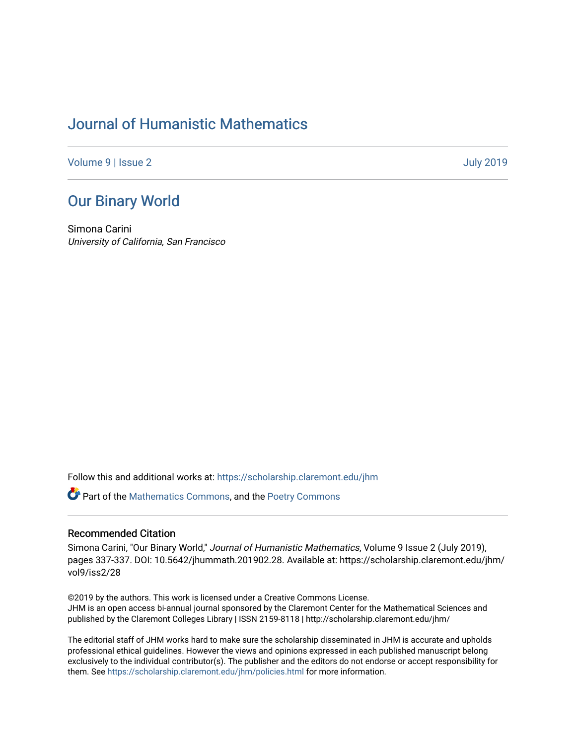# Journal of Humanistic Mathematics

Volume 9 | Issue 2 July 2019

## Our Binary World

Simona Carini
*University of California, San Francisco*

Follow this and additional works at: https://scholarship.claremont.edu/jhm

Part of the Mathematics Commons, and the Poetry Commons

### Recommended Citation

Simona Carini, "Our Binary World," *Journal of Humanistic Mathematics*, Volume 9 Issue 2 (July 2019), pages 337-337. DOI: 10.5642/jhummath.201902.28. Available at: https://scholarship.claremont.edu/jhm/vol9/iss2/28

©2019 by the authors. This work is licensed under a Creative Commons License.
JHM is an open access bi-annual journal sponsored by the Claremont Center for the Mathematical Sciences and published by the Claremont Colleges Library | ISSN 2159-8118 | http://scholarship.claremont.edu/jhm/

The editorial staff of JHM works hard to make sure the scholarship disseminated in JHM is accurate and upholds professional ethical guidelines. However the views and opinions expressed in each published manuscript belong exclusively to the individual contributor(s). The publisher and the editors do not endorse or accept responsibility for them. See https://scholarship.claremont.edu/jhm/policies.html for more information.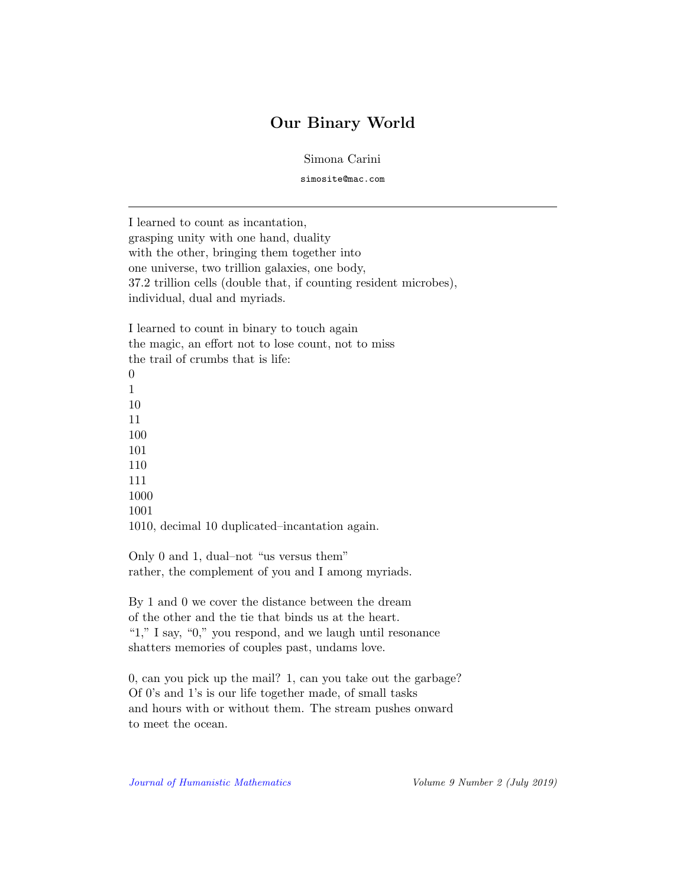# Our Binary World

Simona Carini

simosite@mac.com

---

I learned to count as incantation,  
grasping unity with one hand, duality  
with the other, bringing them together into  
one universe, two trillion galaxies, one body,  
37.2 trillion cells (double that, if counting resident microbes),  
individual, dual and myriads.

I learned to count in binary to touch again  
the magic, an effort not to lose count, not to miss  
the trail of crumbs that is life:  
0  
1  
10  
11  
100  
101  
110  
111  
1000  
1001  
1010, decimal 10 duplicated–incantation again.

Only 0 and 1, dual–not "us versus them"  
rather, the complement of you and I among myriads.

By 1 and 0 we cover the distance between the dream  
of the other and the tie that binds us at the heart.  
"1," I say, "0," you respond, and we laugh until resonance  
shatters memories of couples past, undams love.

0, can you pick up the mail? 1, can you take out the garbage?  
Of 0's and 1's is our life together made, of small tasks  
and hours with or without them. The stream pushes onward  
to meet the ocean.